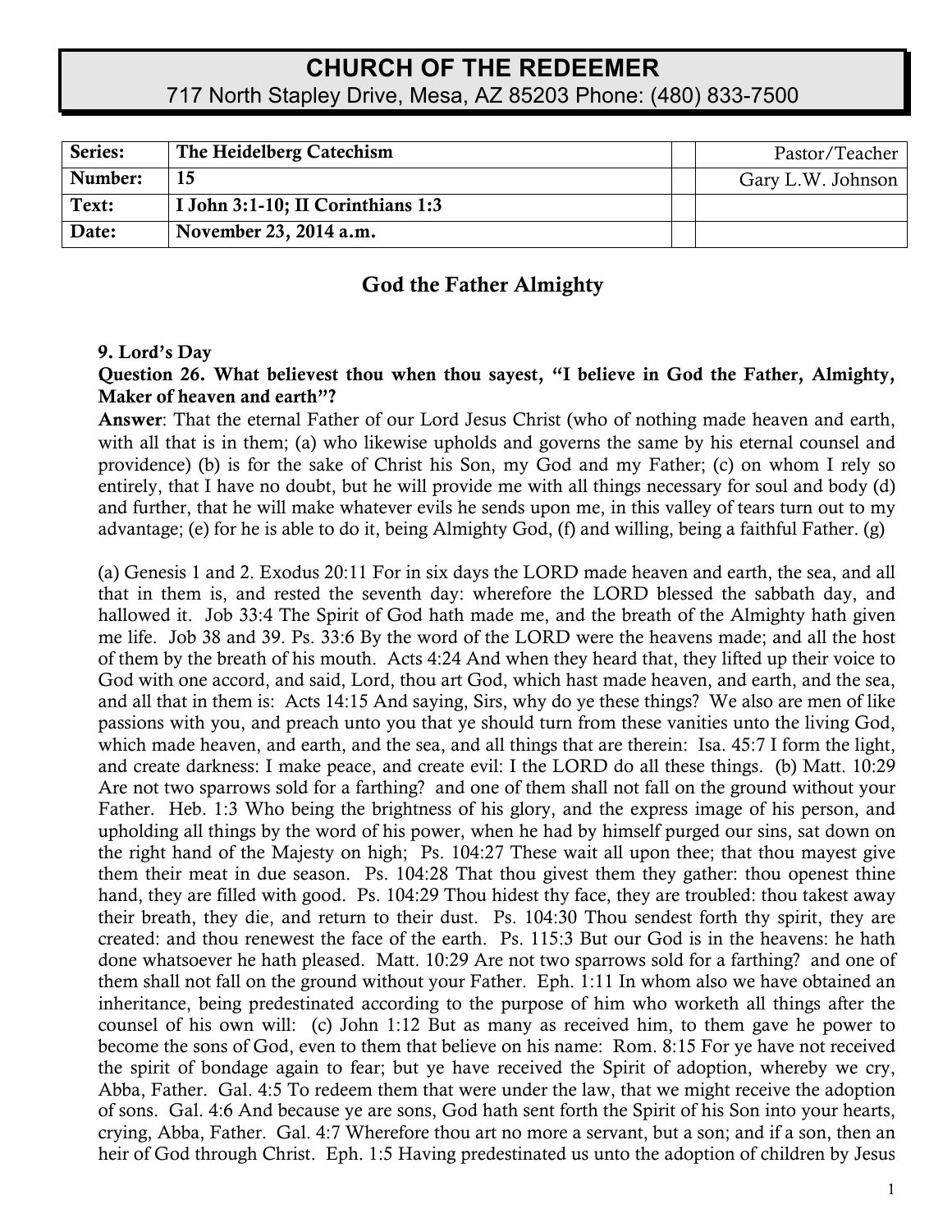# CHURCH OF THE REDEEMER

717 North Stapley Drive, Mesa, AZ 85203 Phone: (480) 833-7500

| | | | |
|---|---|---|---|
| **Series:** | **The Heidelberg Catechism** | | Pastor/Teacher |
| **Number:** | **15** | | Gary L.W. Johnson |
| **Text:** | **I John 3:1-10; II Corinthians 1:3** | | |
| **Date:** | **November 23, 2014 a.m.** | | |

## God the Father Almighty

**9. Lord's Day**

**Question 26. What believest thou when thou sayest, "I believe in God the Father, Almighty, Maker of heaven and earth"?**

**Answer**: That the eternal Father of our Lord Jesus Christ (who of nothing made heaven and earth, with all that is in them; (a) who likewise upholds and governs the same by his eternal counsel and providence) (b) is for the sake of Christ his Son, my God and my Father; (c) on whom I rely so entirely, that I have no doubt, but he will provide me with all things necessary for soul and body (d) and further, that he will make whatever evils he sends upon me, in this valley of tears turn out to my advantage; (e) for he is able to do it, being Almighty God, (f) and willing, being a faithful Father. (g)

(a) Genesis 1 and 2. Exodus 20:11 For in six days the LORD made heaven and earth, the sea, and all that in them is, and rested the seventh day: wherefore the LORD blessed the sabbath day, and hallowed it. Job 33:4 The Spirit of God hath made me, and the breath of the Almighty hath given me life. Job 38 and 39. Ps. 33:6 By the word of the LORD were the heavens made; and all the host of them by the breath of his mouth. Acts 4:24 And when they heard that, they lifted up their voice to God with one accord, and said, Lord, thou art God, which hast made heaven, and earth, and the sea, and all that in them is: Acts 14:15 And saying, Sirs, why do ye these things? We also are men of like passions with you, and preach unto you that ye should turn from these vanities unto the living God, which made heaven, and earth, and the sea, and all things that are therein: Isa. 45:7 I form the light, and create darkness: I make peace, and create evil: I the LORD do all these things. (b) Matt. 10:29 Are not two sparrows sold for a farthing? and one of them shall not fall on the ground without your Father. Heb. 1:3 Who being the brightness of his glory, and the express image of his person, and upholding all things by the word of his power, when he had by himself purged our sins, sat down on the right hand of the Majesty on high; Ps. 104:27 These wait all upon thee; that thou mayest give them their meat in due season. Ps. 104:28 That thou givest them they gather: thou openest thine hand, they are filled with good. Ps. 104:29 Thou hidest thy face, they are troubled: thou takest away their breath, they die, and return to their dust. Ps. 104:30 Thou sendest forth thy spirit, they are created: and thou renewest the face of the earth. Ps. 115:3 But our God is in the heavens: he hath done whatsoever he hath pleased. Matt. 10:29 Are not two sparrows sold for a farthing? and one of them shall not fall on the ground without your Father. Eph. 1:11 In whom also we have obtained an inheritance, being predestinated according to the purpose of him who worketh all things after the counsel of his own will: (c) John 1:12 But as many as received him, to them gave he power to become the sons of God, even to them that believe on his name: Rom. 8:15 For ye have not received the spirit of bondage again to fear; but ye have received the Spirit of adoption, whereby we cry, Abba, Father. Gal. 4:5 To redeem them that were under the law, that we might receive the adoption of sons. Gal. 4:6 And because ye are sons, God hath sent forth the Spirit of his Son into your hearts, crying, Abba, Father. Gal. 4:7 Wherefore thou art no more a servant, but a son; and if a son, then an heir of God through Christ. Eph. 1:5 Having predestinated us unto the adoption of children by Jesus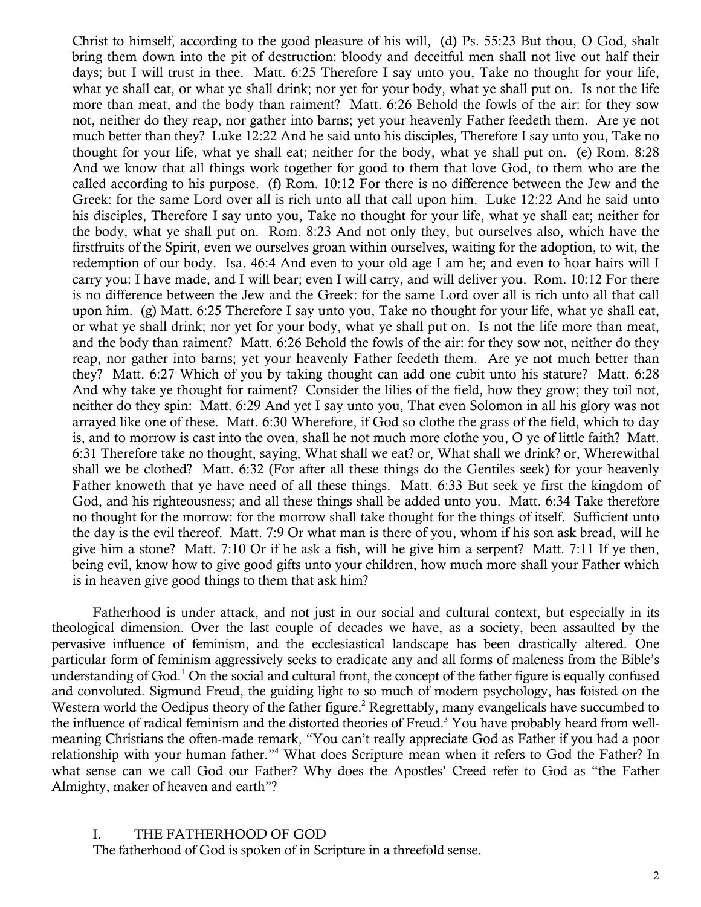Christ to himself, according to the good pleasure of his will, (d) Ps. 55:23 But thou, O God, shalt bring them down into the pit of destruction: bloody and deceitful men shall not live out half their days; but I will trust in thee. Matt. 6:25 Therefore I say unto you, Take no thought for your life, what ye shall eat, or what ye shall drink; nor yet for your body, what ye shall put on. Is not the life more than meat, and the body than raiment? Matt. 6:26 Behold the fowls of the air: for they sow not, neither do they reap, nor gather into barns; yet your heavenly Father feedeth them. Are ye not much better than they? Luke 12:22 And he said unto his disciples, Therefore I say unto you, Take no thought for your life, what ye shall eat; neither for the body, what ye shall put on. (e) Rom. 8:28 And we know that all things work together for good to them that love God, to them who are the called according to his purpose. (f) Rom. 10:12 For there is no difference between the Jew and the Greek: for the same Lord over all is rich unto all that call upon him. Luke 12:22 And he said unto his disciples, Therefore I say unto you, Take no thought for your life, what ye shall eat; neither for the body, what ye shall put on. Rom. 8:23 And not only they, but ourselves also, which have the firstfruits of the Spirit, even we ourselves groan within ourselves, waiting for the adoption, to wit, the redemption of our body. Isa. 46:4 And even to your old age I am he; and even to hoar hairs will I carry you: I have made, and I will bear; even I will carry, and will deliver you. Rom. 10:12 For there is no difference between the Jew and the Greek: for the same Lord over all is rich unto all that call upon him. (g) Matt. 6:25 Therefore I say unto you, Take no thought for your life, what ye shall eat, or what ye shall drink; nor yet for your body, what ye shall put on. Is not the life more than meat, and the body than raiment? Matt. 6:26 Behold the fowls of the air: for they sow not, neither do they reap, nor gather into barns; yet your heavenly Father feedeth them. Are ye not much better than they? Matt. 6:27 Which of you by taking thought can add one cubit unto his stature? Matt. 6:28 And why take ye thought for raiment? Consider the lilies of the field, how they grow; they toil not, neither do they spin: Matt. 6:29 And yet I say unto you, That even Solomon in all his glory was not arrayed like one of these. Matt. 6:30 Wherefore, if God so clothe the grass of the field, which to day is, and to morrow is cast into the oven, shall he not much more clothe you, O ye of little faith? Matt. 6:31 Therefore take no thought, saying, What shall we eat? or, What shall we drink? or, Wherewithal shall we be clothed? Matt. 6:32 (For after all these things do the Gentiles seek) for your heavenly Father knoweth that ye have need of all these things. Matt. 6:33 But seek ye first the kingdom of God, and his righteousness; and all these things shall be added unto you. Matt. 6:34 Take therefore no thought for the morrow: for the morrow shall take thought for the things of itself. Sufficient unto the day is the evil thereof. Matt. 7:9 Or what man is there of you, whom if his son ask bread, will he give him a stone? Matt. 7:10 Or if he ask a fish, will he give him a serpent? Matt. 7:11 If ye then, being evil, know how to give good gifts unto your children, how much more shall your Father which is in heaven give good things to them that ask him?

Fatherhood is under attack, and not just in our social and cultural context, but especially in its theological dimension. Over the last couple of decades we have, as a society, been assaulted by the pervasive influence of feminism, and the ecclesiastical landscape has been drastically altered. One particular form of feminism aggressively seeks to eradicate any and all forms of maleness from the Bible's understanding of God.[1] On the social and cultural front, the concept of the father figure is equally confused and convoluted. Sigmund Freud, the guiding light to so much of modern psychology, has foisted on the Western world the Oedipus theory of the father figure.[2] Regrettably, many evangelicals have succumbed to the influence of radical feminism and the distorted theories of Freud.[3] You have probably heard from well-meaning Christians the often-made remark, "You can't really appreciate God as Father if you had a poor relationship with your human father."[4] What does Scripture mean when it refers to God the Father? In what sense can we call God our Father? Why does the Apostles' Creed refer to God as "the Father Almighty, maker of heaven and earth"?

## I. THE FATHERHOOD OF GOD

The fatherhood of God is spoken of in Scripture in a threefold sense.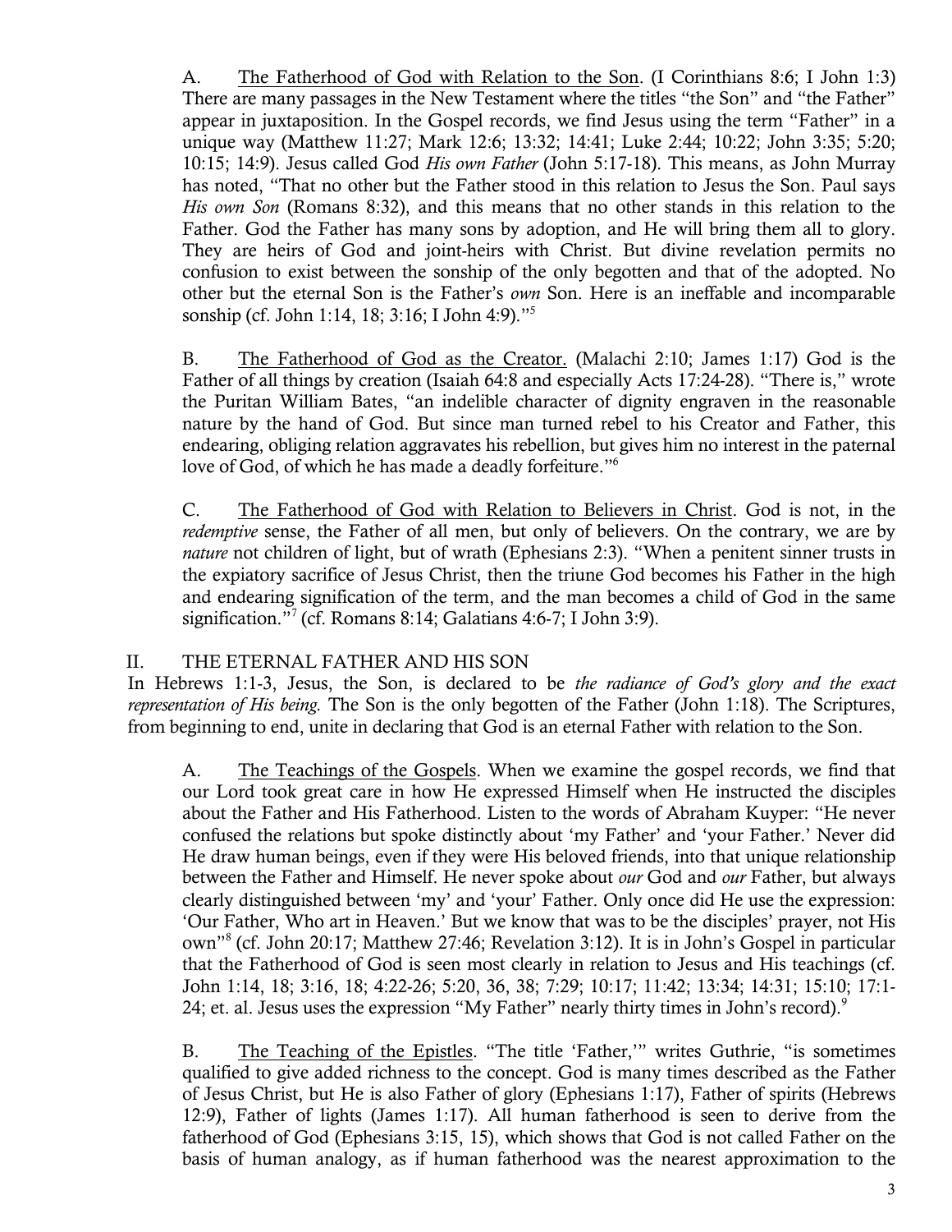A. <u>The Fatherhood of God with Relation to the Son</u>. (I Corinthians 8:6; I John 1:3) There are many passages in the New Testament where the titles "the Son" and "the Father" appear in juxtaposition. In the Gospel records, we find Jesus using the term "Father" in a unique way (Matthew 11:27; Mark 12:6; 13:32; 14:41; Luke 2:44; 10:22; John 3:35; 5:20; 10:15; 14:9). Jesus called God *His own Father* (John 5:17-18). This means, as John Murray has noted, "That no other but the Father stood in this relation to Jesus the Son. Paul says *His own Son* (Romans 8:32), and this means that no other stands in this relation to the Father. God the Father has many sons by adoption, and He will bring them all to glory. They are heirs of God and joint-heirs with Christ. But divine revelation permits no confusion to exist between the sonship of the only begotten and that of the adopted. No other but the eternal Son is the Father's *own* Son. Here is an ineffable and incomparable sonship (cf. John 1:14, 18; 3:16; I John 4:9)."[5]

B. <u>The Fatherhood of God as the Creator.</u> (Malachi 2:10; James 1:17) God is the Father of all things by creation (Isaiah 64:8 and especially Acts 17:24-28). "There is," wrote the Puritan William Bates, "an indelible character of dignity engraven in the reasonable nature by the hand of God. But since man turned rebel to his Creator and Father, this endearing, obliging relation aggravates his rebellion, but gives him no interest in the paternal love of God, of which he has made a deadly forfeiture."[6]

C. <u>The Fatherhood of God with Relation to Believers in Christ</u>. God is not, in the *redemptive* sense, the Father of all men, but only of believers. On the contrary, we are by *nature* not children of light, but of wrath (Ephesians 2:3). "When a penitent sinner trusts in the expiatory sacrifice of Jesus Christ, then the triune God becomes his Father in the high and endearing signification of the term, and the man becomes a child of God in the same signification."[7] (cf. Romans 8:14; Galatians 4:6-7; I John 3:9).

## II. THE ETERNAL FATHER AND HIS SON

In Hebrews 1:1-3, Jesus, the Son, is declared to be *the radiance of God's glory and the exact representation of His being.* The Son is the only begotten of the Father (John 1:18). The Scriptures, from beginning to end, unite in declaring that God is an eternal Father with relation to the Son.

A. <u>The Teachings of the Gospels</u>. When we examine the gospel records, we find that our Lord took great care in how He expressed Himself when He instructed the disciples about the Father and His Fatherhood. Listen to the words of Abraham Kuyper: "He never confused the relations but spoke distinctly about 'my Father' and 'your Father.' Never did He draw human beings, even if they were His beloved friends, into that unique relationship between the Father and Himself. He never spoke about *our* God and *our* Father, but always clearly distinguished between 'my' and 'your' Father. Only once did He use the expression: 'Our Father, Who art in Heaven.' But we know that was to be the disciples' prayer, not His own"[8] (cf. John 20:17; Matthew 27:46; Revelation 3:12). It is in John's Gospel in particular that the Fatherhood of God is seen most clearly in relation to Jesus and His teachings (cf. John 1:14, 18; 3:16, 18; 4:22-26; 5:20, 36, 38; 7:29; 10:17; 11:42; 13:34; 14:31; 15:10; 17:1-24; et. al. Jesus uses the expression "My Father" nearly thirty times in John's record).[9]

B. <u>The Teaching of the Epistles</u>. "The title 'Father,'" writes Guthrie, "is sometimes qualified to give added richness to the concept. God is many times described as the Father of Jesus Christ, but He is also Father of glory (Ephesians 1:17), Father of spirits (Hebrews 12:9), Father of lights (James 1:17). All human fatherhood is seen to derive from the fatherhood of God (Ephesians 3:15, 15), which shows that God is not called Father on the basis of human analogy, as if human fatherhood was the nearest approximation to the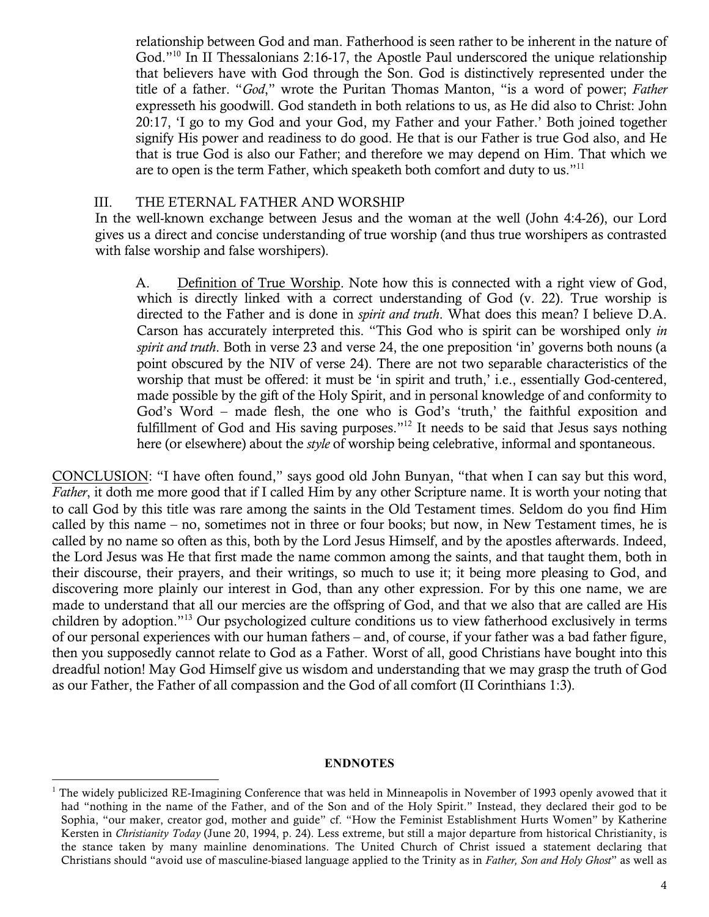relationship between God and man. Fatherhood is seen rather to be inherent in the nature of God."[10] In II Thessalonians 2:16-17, the Apostle Paul underscored the unique relationship that believers have with God through the Son. God is distinctively represented under the title of a father. "*God*," wrote the Puritan Thomas Manton, "is a word of power; *Father* expresseth his goodwill. God standeth in both relations to us, as He did also to Christ: John 20:17, 'I go to my God and your God, my Father and your Father.' Both joined together signify His power and readiness to do good. He that is our Father is true God also, and He that is true God is also our Father; and therefore we may depend on Him. That which we are to open is the term Father, which speaketh both comfort and duty to us."[11]

## III. THE ETERNAL FATHER AND WORSHIP

In the well-known exchange between Jesus and the woman at the well (John 4:4-26), our Lord gives us a direct and concise understanding of true worship (and thus true worshipers as contrasted with false worship and false worshipers).

A. <u>Definition of True Worship</u>. Note how this is connected with a right view of God, which is directly linked with a correct understanding of God (v. 22). True worship is directed to the Father and is done in *spirit and truth*. What does this mean? I believe D.A. Carson has accurately interpreted this. "This God who is spirit can be worshiped only *in spirit and truth*. Both in verse 23 and verse 24, the one preposition 'in' governs both nouns (a point obscured by the NIV of verse 24). There are not two separable characteristics of the worship that must be offered: it must be 'in spirit and truth,' i.e., essentially God-centered, made possible by the gift of the Holy Spirit, and in personal knowledge of and conformity to God's Word – made flesh, the one who is God's 'truth,' the faithful exposition and fulfillment of God and His saving purposes."[12] It needs to be said that Jesus says nothing here (or elsewhere) about the *style* of worship being celebrative, informal and spontaneous.

<u>CONCLUSION</u>: "I have often found," says good old John Bunyan, "that when I can say but this word, *Father*, it doth me more good that if I called Him by any other Scripture name. It is worth your noting that to call God by this title was rare among the saints in the Old Testament times. Seldom do you find Him called by this name – no, sometimes not in three or four books; but now, in New Testament times, he is called by no name so often as this, both by the Lord Jesus Himself, and by the apostles afterwards. Indeed, the Lord Jesus was He that first made the name common among the saints, and that taught them, both in their discourse, their prayers, and their writings, so much to use it; it being more pleasing to God, and discovering more plainly our interest in God, than any other expression. For by this one name, we are made to understand that all our mercies are the offspring of God, and that we also that are called are His children by adoption."[13] Our psychologized culture conditions us to view fatherhood exclusively in terms of our personal experiences with our human fathers – and, of course, if your father was a bad father figure, then you supposedly cannot relate to God as a Father. Worst of all, good Christians have bought into this dreadful notion! May God Himself give us wisdom and understanding that we may grasp the truth of God as our Father, the Father of all compassion and the God of all comfort (II Corinthians 1:3).

**ENDNOTES**

[1] The widely publicized RE-Imagining Conference that was held in Minneapolis in November of 1993 openly avowed that it had "nothing in the name of the Father, and of the Son and of the Holy Spirit." Instead, they declared their god to be Sophia, "our maker, creator god, mother and guide" cf. "How the Feminist Establishment Hurts Women" by Katherine Kersten in *Christianity Today* (June 20, 1994, p. 24). Less extreme, but still a major departure from historical Christianity, is the stance taken by many mainline denominations. The United Church of Christ issued a statement declaring that Christians should "avoid use of masculine-biased language applied to the Trinity as in *Father, Son and Holy Ghost*" as well as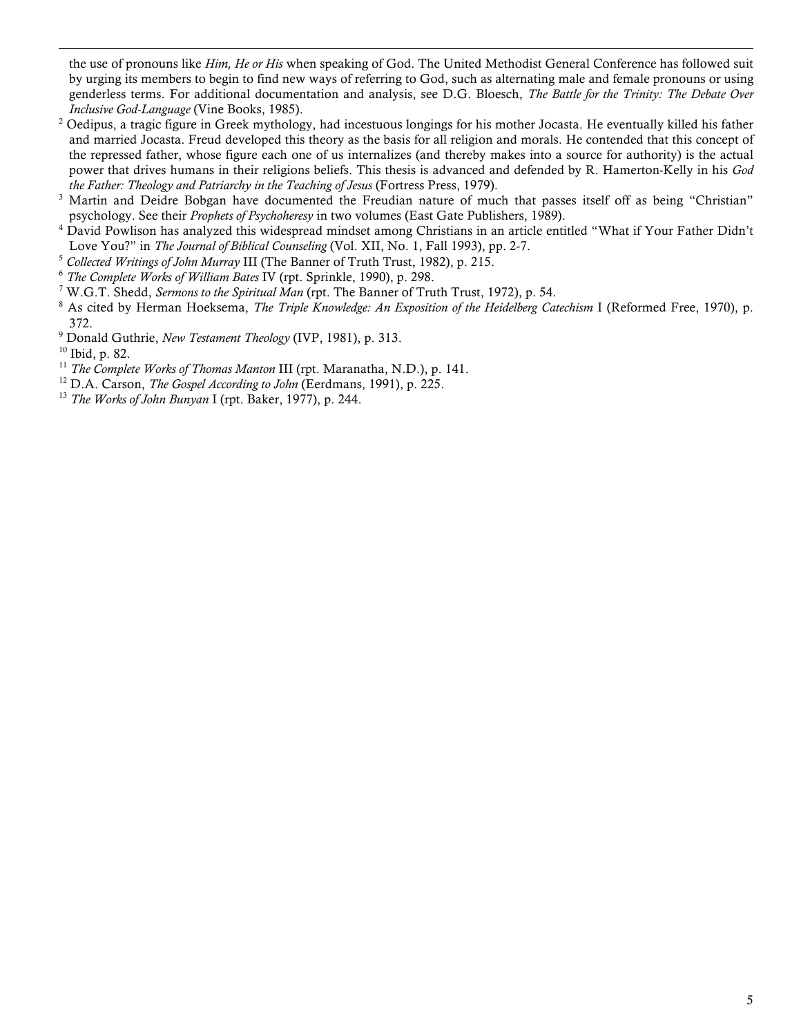the use of pronouns like *Him, He or His* when speaking of God. The United Methodist General Conference has followed suit by urging its members to begin to find new ways of referring to God, such as alternating male and female pronouns or using genderless terms. For additional documentation and analysis, see D.G. Bloesch, *The Battle for the Trinity: The Debate Over Inclusive God-Language* (Vine Books, 1985).

[2] Oedipus, a tragic figure in Greek mythology, had incestuous longings for his mother Jocasta. He eventually killed his father and married Jocasta. Freud developed this theory as the basis for all religion and morals. He contended that this concept of the repressed father, whose figure each one of us internalizes (and thereby makes into a source for authority) is the actual power that drives humans in their religions beliefs. This thesis is advanced and defended by R. Hamerton-Kelly in his *God the Father: Theology and Patriarchy in the Teaching of Jesus* (Fortress Press, 1979).

[3] Martin and Deidre Bobgan have documented the Freudian nature of much that passes itself off as being "Christian" psychology. See their *Prophets of Psychoheresy* in two volumes (East Gate Publishers, 1989).

[4] David Powlison has analyzed this widespread mindset among Christians in an article entitled "What if Your Father Didn't Love You?" in *The Journal of Biblical Counseling* (Vol. XII, No. 1, Fall 1993), pp. 2-7.

[5] *Collected Writings of John Murray* III (The Banner of Truth Trust, 1982), p. 215.

[6] *The Complete Works of William Bates* IV (rpt. Sprinkle, 1990), p. 298.

[7] W.G.T. Shedd, *Sermons to the Spiritual Man* (rpt. The Banner of Truth Trust, 1972), p. 54.

[8] As cited by Herman Hoeksema, *The Triple Knowledge: An Exposition of the Heidelberg Catechism* I (Reformed Free, 1970), p. 372.

[9] Donald Guthrie, *New Testament Theology* (IVP, 1981), p. 313.

[10] Ibid, p. 82.

[11] *The Complete Works of Thomas Manton* III (rpt. Maranatha, N.D.), p. 141.

[12] D.A. Carson, *The Gospel According to John* (Eerdmans, 1991), p. 225.

[13] *The Works of John Bunyan* I (rpt. Baker, 1977), p. 244.